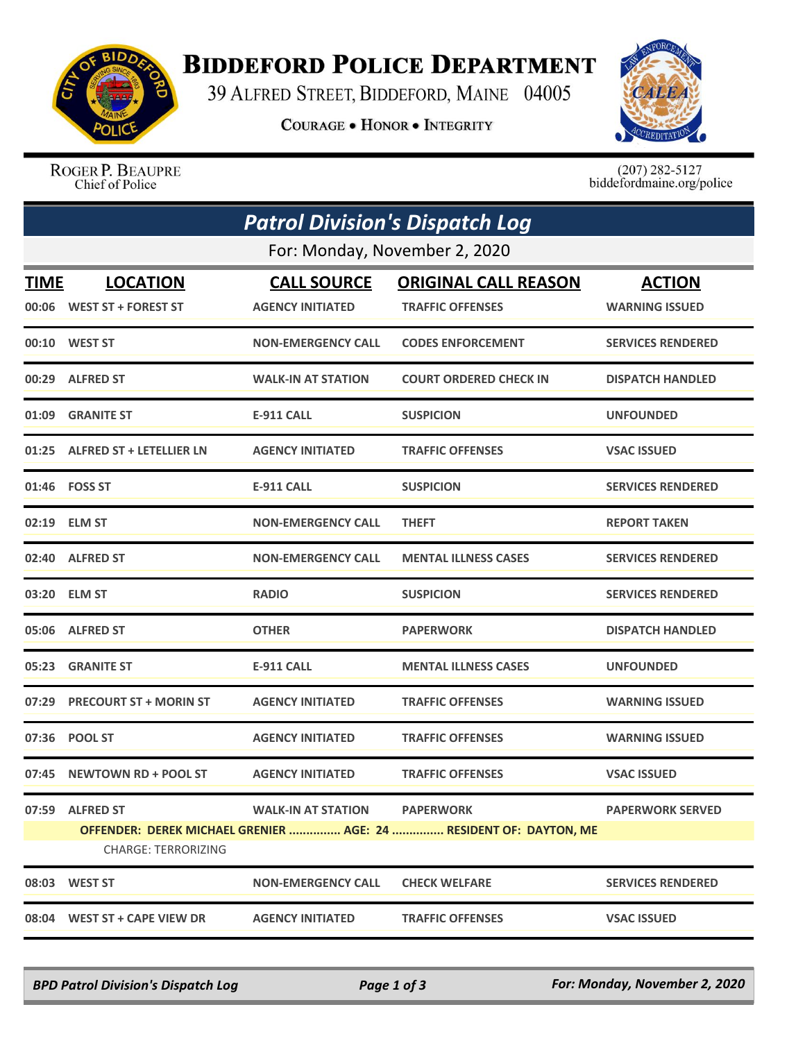# BIDDEFORD POLICE DEPARTMENT

39 ALFRED STREET, BIDDEFORD, MAINE 04005

COURAGE • HONOR • INTEGRITY

ROGER P. BEAUPRE
Chief of Police

(207) 282-5127
biddefordmaine.org/police

## *Patrol Division's Dispatch Log*

For: Monday, November 2, 2020

| TIME | LOCATION | CALL SOURCE | ORIGINAL CALL REASON | ACTION |
|---|---|---|---|---|
| 00:06 | WEST ST + FOREST ST | AGENCY INITIATED | TRAFFIC OFFENSES | WARNING ISSUED |
| 00:10 | WEST ST | NON-EMERGENCY CALL | CODES ENFORCEMENT | SERVICES RENDERED |
| 00:29 | ALFRED ST | WALK-IN AT STATION | COURT ORDERED CHECK IN | DISPATCH HANDLED |
| 01:09 | GRANITE ST | E-911 CALL | SUSPICION | UNFOUNDED |
| 01:25 | ALFRED ST + LETELLIER LN | AGENCY INITIATED | TRAFFIC OFFENSES | VSAC ISSUED |
| 01:46 | FOSS ST | E-911 CALL | SUSPICION | SERVICES RENDERED |
| 02:19 | ELM ST | NON-EMERGENCY CALL | THEFT | REPORT TAKEN |
| 02:40 | ALFRED ST | NON-EMERGENCY CALL | MENTAL ILLNESS CASES | SERVICES RENDERED |
| 03:20 | ELM ST | RADIO | SUSPICION | SERVICES RENDERED |
| 05:06 | ALFRED ST | OTHER | PAPERWORK | DISPATCH HANDLED |
| 05:23 | GRANITE ST | E-911 CALL | MENTAL ILLNESS CASES | UNFOUNDED |
| 07:29 | PRECOURT ST + MORIN ST | AGENCY INITIATED | TRAFFIC OFFENSES | WARNING ISSUED |
| 07:36 | POOL ST | AGENCY INITIATED | TRAFFIC OFFENSES | WARNING ISSUED |
| 07:45 | NEWTOWN RD + POOL ST | AGENCY INITIATED | TRAFFIC OFFENSES | VSAC ISSUED |
| 07:59 | ALFRED ST | WALK-IN AT STATION | PAPERWORK | PAPERWORK SERVED |
| | OFFENDER: DEREK MICHAEL GRENIER ............... AGE: 24 ............... RESIDENT OF: DAYTON, ME | | | |
| | CHARGE: TERRORIZING | | | |
| 08:03 | WEST ST | NON-EMERGENCY CALL | CHECK WELFARE | SERVICES RENDERED |
| 08:04 | WEST ST + CAPE VIEW DR | AGENCY INITIATED | TRAFFIC OFFENSES | VSAC ISSUED |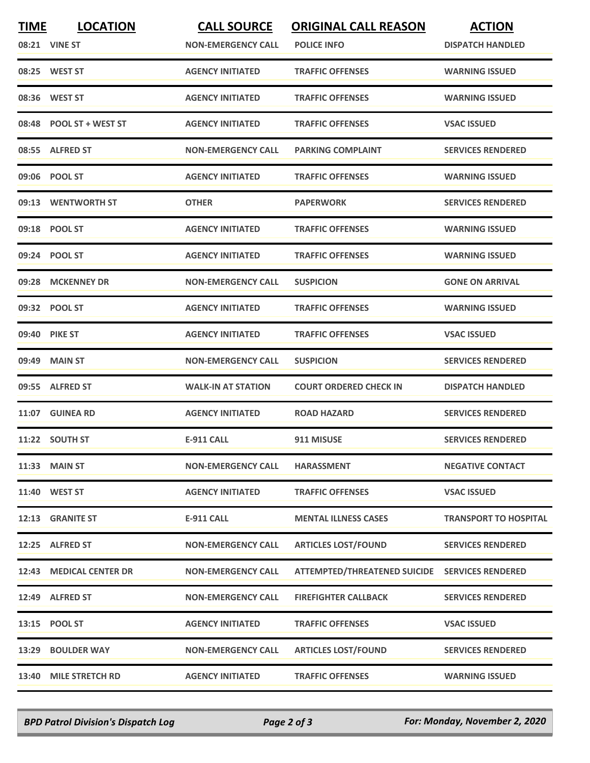| TIME | LOCATION | CALL SOURCE | ORIGINAL CALL REASON | ACTION |
|---|---|---|---|---|
| 08:21 | VINE ST | NON-EMERGENCY CALL | POLICE INFO | DISPATCH HANDLED |
| 08:25 | WEST ST | AGENCY INITIATED | TRAFFIC OFFENSES | WARNING ISSUED |
| 08:36 | WEST ST | AGENCY INITIATED | TRAFFIC OFFENSES | WARNING ISSUED |
| 08:48 | POOL ST + WEST ST | AGENCY INITIATED | TRAFFIC OFFENSES | VSAC ISSUED |
| 08:55 | ALFRED ST | NON-EMERGENCY CALL | PARKING COMPLAINT | SERVICES RENDERED |
| 09:06 | POOL ST | AGENCY INITIATED | TRAFFIC OFFENSES | WARNING ISSUED |
| 09:13 | WENTWORTH ST | OTHER | PAPERWORK | SERVICES RENDERED |
| 09:18 | POOL ST | AGENCY INITIATED | TRAFFIC OFFENSES | WARNING ISSUED |
| 09:24 | POOL ST | AGENCY INITIATED | TRAFFIC OFFENSES | WARNING ISSUED |
| 09:28 | MCKENNEY DR | NON-EMERGENCY CALL | SUSPICION | GONE ON ARRIVAL |
| 09:32 | POOL ST | AGENCY INITIATED | TRAFFIC OFFENSES | WARNING ISSUED |
| 09:40 | PIKE ST | AGENCY INITIATED | TRAFFIC OFFENSES | VSAC ISSUED |
| 09:49 | MAIN ST | NON-EMERGENCY CALL | SUSPICION | SERVICES RENDERED |
| 09:55 | ALFRED ST | WALK-IN AT STATION | COURT ORDERED CHECK IN | DISPATCH HANDLED |
| 11:07 | GUINEA RD | AGENCY INITIATED | ROAD HAZARD | SERVICES RENDERED |
| 11:22 | SOUTH ST | E-911 CALL | 911 MISUSE | SERVICES RENDERED |
| 11:33 | MAIN ST | NON-EMERGENCY CALL | HARASSMENT | NEGATIVE CONTACT |
| 11:40 | WEST ST | AGENCY INITIATED | TRAFFIC OFFENSES | VSAC ISSUED |
| 12:13 | GRANITE ST | E-911 CALL | MENTAL ILLNESS CASES | TRANSPORT TO HOSPITAL |
| 12:25 | ALFRED ST | NON-EMERGENCY CALL | ARTICLES LOST/FOUND | SERVICES RENDERED |
| 12:43 | MEDICAL CENTER DR | NON-EMERGENCY CALL | ATTEMPTED/THREATENED SUICIDE | SERVICES RENDERED |
| 12:49 | ALFRED ST | NON-EMERGENCY CALL | FIREFIGHTER CALLBACK | SERVICES RENDERED |
| 13:15 | POOL ST | AGENCY INITIATED | TRAFFIC OFFENSES | VSAC ISSUED |
| 13:29 | BOULDER WAY | NON-EMERGENCY CALL | ARTICLES LOST/FOUND | SERVICES RENDERED |
| 13:40 | MILE STRETCH RD | AGENCY INITIATED | TRAFFIC OFFENSES | WARNING ISSUED |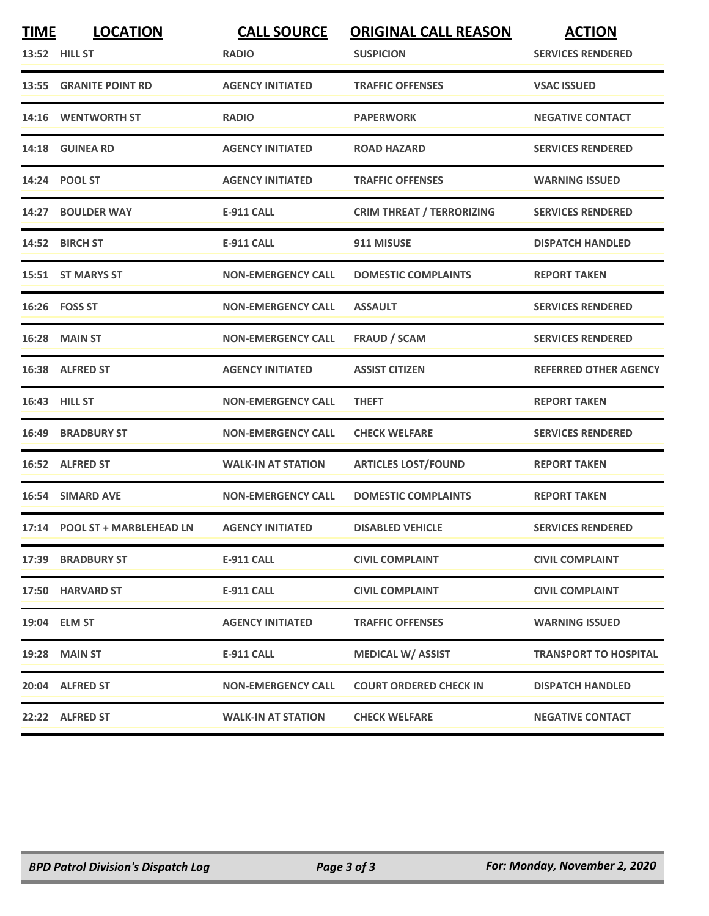| TIME | LOCATION | CALL SOURCE | ORIGINAL CALL REASON | ACTION |
|---|---|---|---|---|
| 13:52 | HILL ST | RADIO | SUSPICION | SERVICES RENDERED |
| 13:55 | GRANITE POINT RD | AGENCY INITIATED | TRAFFIC OFFENSES | VSAC ISSUED |
| 14:16 | WENTWORTH ST | RADIO | PAPERWORK | NEGATIVE CONTACT |
| 14:18 | GUINEA RD | AGENCY INITIATED | ROAD HAZARD | SERVICES RENDERED |
| 14:24 | POOL ST | AGENCY INITIATED | TRAFFIC OFFENSES | WARNING ISSUED |
| 14:27 | BOULDER WAY | E-911 CALL | CRIM THREAT / TERRORIZING | SERVICES RENDERED |
| 14:52 | BIRCH ST | E-911 CALL | 911 MISUSE | DISPATCH HANDLED |
| 15:51 | ST MARYS ST | NON-EMERGENCY CALL | DOMESTIC COMPLAINTS | REPORT TAKEN |
| 16:26 | FOSS ST | NON-EMERGENCY CALL | ASSAULT | SERVICES RENDERED |
| 16:28 | MAIN ST | NON-EMERGENCY CALL | FRAUD / SCAM | SERVICES RENDERED |
| 16:38 | ALFRED ST | AGENCY INITIATED | ASSIST CITIZEN | REFERRED OTHER AGENCY |
| 16:43 | HILL ST | NON-EMERGENCY CALL | THEFT | REPORT TAKEN |
| 16:49 | BRADBURY ST | NON-EMERGENCY CALL | CHECK WELFARE | SERVICES RENDERED |
| 16:52 | ALFRED ST | WALK-IN AT STATION | ARTICLES LOST/FOUND | REPORT TAKEN |
| 16:54 | SIMARD AVE | NON-EMERGENCY CALL | DOMESTIC COMPLAINTS | REPORT TAKEN |
| 17:14 | POOL ST + MARBLEHEAD LN | AGENCY INITIATED | DISABLED VEHICLE | SERVICES RENDERED |
| 17:39 | BRADBURY ST | E-911 CALL | CIVIL COMPLAINT | CIVIL COMPLAINT |
| 17:50 | HARVARD ST | E-911 CALL | CIVIL COMPLAINT | CIVIL COMPLAINT |
| 19:04 | ELM ST | AGENCY INITIATED | TRAFFIC OFFENSES | WARNING ISSUED |
| 19:28 | MAIN ST | E-911 CALL | MEDICAL W/ ASSIST | TRANSPORT TO HOSPITAL |
| 20:04 | ALFRED ST | NON-EMERGENCY CALL | COURT ORDERED CHECK IN | DISPATCH HANDLED |
| 22:22 | ALFRED ST | WALK-IN AT STATION | CHECK WELFARE | NEGATIVE CONTACT |

*BPD Patrol Division's Dispatch Log* | *For: Monday, November 2, 2020*